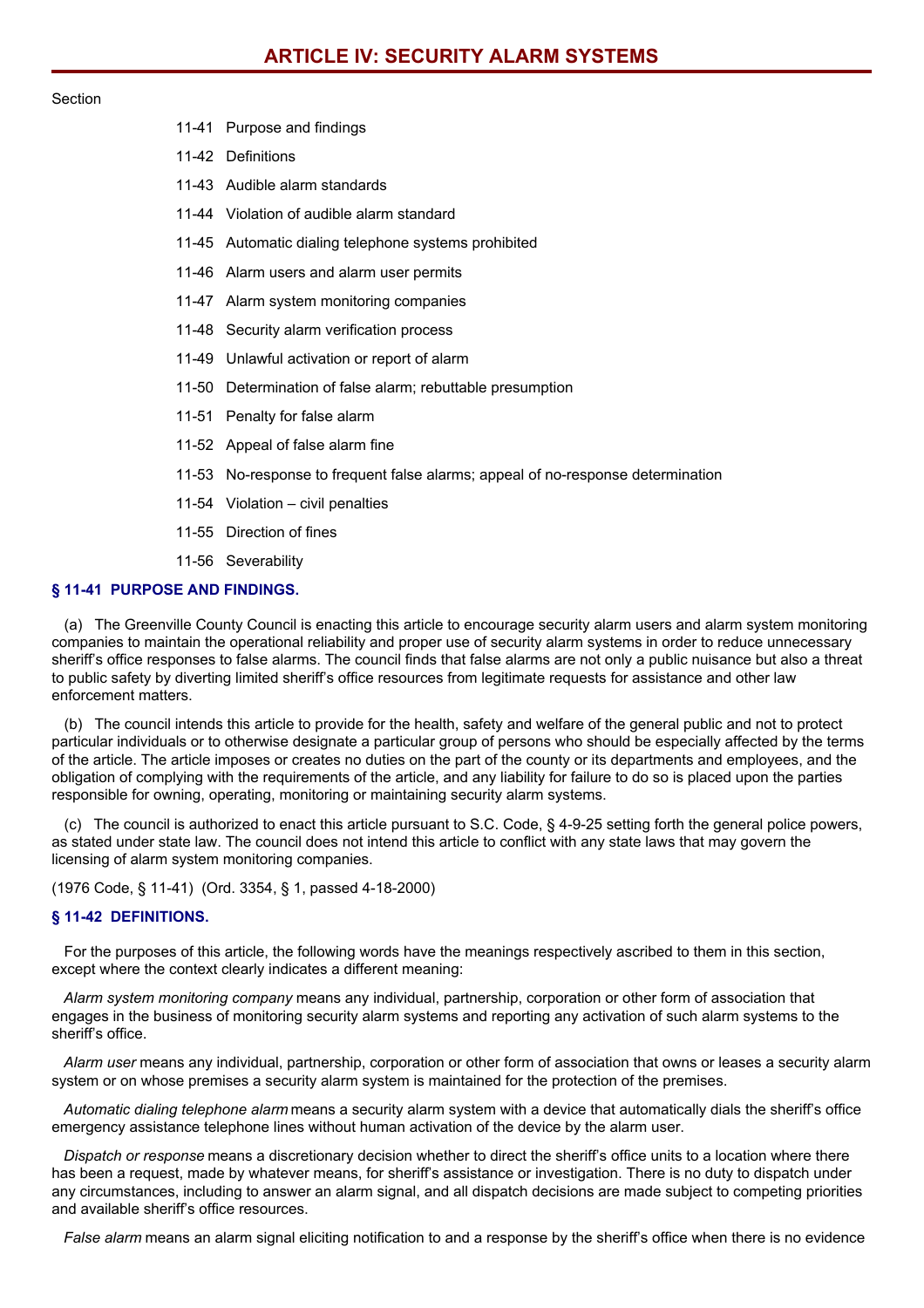# ARTICLE IV: SECURITY ALARM SYSTEMS

Section

- 11-41 Purpose and findings
- 11-42 Definitions
- 11-43 Audible alarm standards
- 11-44 Violation of audible alarm standard
- 11-45 Automatic dialing telephone systems prohibited
- 11-46 Alarm users and alarm user permits
- 11-47 Alarm system monitoring companies
- 11-48 Security alarm verification process
- 11-49 Unlawful activation or report of alarm
- 11-50 Determination of false alarm; rebuttable presumption
- 11-51 Penalty for false alarm
- 11-52 Appeal of false alarm fine
- 11-53 No-response to frequent false alarms; appeal of no-response determination
- 11-54 Violation – civil penalties
- 11-55 Direction of fines
- 11-56 Severability

### § 11-41 PURPOSE AND FINDINGS.

(a) The Greenville County Council is enacting this article to encourage security alarm users and alarm system monitoring companies to maintain the operational reliability and proper use of security alarm systems in order to reduce unnecessary sheriff's office responses to false alarms. The council finds that false alarms are not only a public nuisance but also a threat to public safety by diverting limited sheriff's office resources from legitimate requests for assistance and other law enforcement matters.

(b) The council intends this article to provide for the health, safety and welfare of the general public and not to protect particular individuals or to otherwise designate a particular group of persons who should be especially affected by the terms of the article. The article imposes or creates no duties on the part of the county or its departments and employees, and the obligation of complying with the requirements of the article, and any liability for failure to do so is placed upon the parties responsible for owning, operating, monitoring or maintaining security alarm systems.

(c) The council is authorized to enact this article pursuant to S.C. Code, § 4-9-25 setting forth the general police powers, as stated under state law. The council does not intend this article to conflict with any state laws that may govern the licensing of alarm system monitoring companies.

(1976 Code, § 11-41) (Ord. 3354, § 1, passed 4-18-2000)

### § 11-42 DEFINITIONS.

For the purposes of this article, the following words have the meanings respectively ascribed to them in this section, except where the context clearly indicates a different meaning:

*Alarm system monitoring company* means any individual, partnership, corporation or other form of association that engages in the business of monitoring security alarm systems and reporting any activation of such alarm systems to the sheriff's office.

*Alarm user* means any individual, partnership, corporation or other form of association that owns or leases a security alarm system or on whose premises a security alarm system is maintained for the protection of the premises.

*Automatic dialing telephone alarm* means a security alarm system with a device that automatically dials the sheriff's office emergency assistance telephone lines without human activation of the device by the alarm user.

*Dispatch or response* means a discretionary decision whether to direct the sheriff's office units to a location where there has been a request, made by whatever means, for sheriff's assistance or investigation. There is no duty to dispatch under any circumstances, including to answer an alarm signal, and all dispatch decisions are made subject to competing priorities and available sheriff's office resources.

*False alarm* means an alarm signal eliciting notification to and a response by the sheriff's office when there is no evidence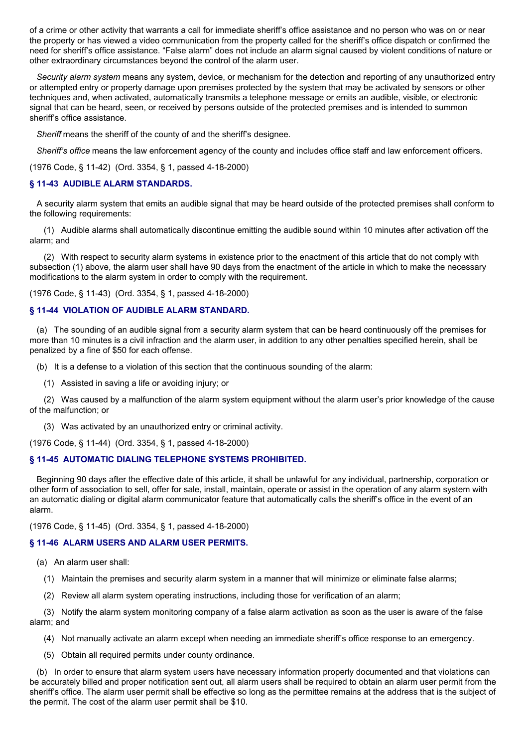of a crime or other activity that warrants a call for immediate sheriff's office assistance and no person who was on or near the property or has viewed a video communication from the property called for the sheriff's office dispatch or confirmed the need for sheriff's office assistance. "False alarm" does not include an alarm signal caused by violent conditions of nature or other extraordinary circumstances beyond the control of the alarm user.

*Security alarm system* means any system, device, or mechanism for the detection and reporting of any unauthorized entry or attempted entry or property damage upon premises protected by the system that may be activated by sensors or other techniques and, when activated, automatically transmits a telephone message or emits an audible, visible, or electronic signal that can be heard, seen, or received by persons outside of the protected premises and is intended to summon sheriff's office assistance.

*Sheriff* means the sheriff of the county of and the sheriff's designee.

*Sheriff's office* means the law enforcement agency of the county and includes office staff and law enforcement officers.

(1976 Code, § 11-42) (Ord. 3354, § 1, passed 4-18-2000)

### § 11-43 AUDIBLE ALARM STANDARDS.

A security alarm system that emits an audible signal that may be heard outside of the protected premises shall conform to the following requirements:

(1) Audible alarms shall automatically discontinue emitting the audible sound within 10 minutes after activation off the alarm; and

(2) With respect to security alarm systems in existence prior to the enactment of this article that do not comply with subsection (1) above, the alarm user shall have 90 days from the enactment of the article in which to make the necessary modifications to the alarm system in order to comply with the requirement.

(1976 Code, § 11-43) (Ord. 3354, § 1, passed 4-18-2000)

### § 11-44 VIOLATION OF AUDIBLE ALARM STANDARD.

(a) The sounding of an audible signal from a security alarm system that can be heard continuously off the premises for more than 10 minutes is a civil infraction and the alarm user, in addition to any other penalties specified herein, shall be penalized by a fine of $50 for each offense.

(b) It is a defense to a violation of this section that the continuous sounding of the alarm:

(1) Assisted in saving a life or avoiding injury; or

(2) Was caused by a malfunction of the alarm system equipment without the alarm user's prior knowledge of the cause of the malfunction; or

(3) Was activated by an unauthorized entry or criminal activity.

(1976 Code, § 11-44) (Ord. 3354, § 1, passed 4-18-2000)

### § 11-45 AUTOMATIC DIALING TELEPHONE SYSTEMS PROHIBITED.

Beginning 90 days after the effective date of this article, it shall be unlawful for any individual, partnership, corporation or other form of association to sell, offer for sale, install, maintain, operate or assist in the operation of any alarm system with an automatic dialing or digital alarm communicator feature that automatically calls the sheriff's office in the event of an alarm.

(1976 Code, § 11-45) (Ord. 3354, § 1, passed 4-18-2000)

### § 11-46 ALARM USERS AND ALARM USER PERMITS.

(a) An alarm user shall:

(1) Maintain the premises and security alarm system in a manner that will minimize or eliminate false alarms;

(2) Review all alarm system operating instructions, including those for verification of an alarm;

(3) Notify the alarm system monitoring company of a false alarm activation as soon as the user is aware of the false alarm; and

(4) Not manually activate an alarm except when needing an immediate sheriff's office response to an emergency.

(5) Obtain all required permits under county ordinance.

(b) In order to ensure that alarm system users have necessary information properly documented and that violations can be accurately billed and proper notification sent out, all alarm users shall be required to obtain an alarm user permit from the sheriff's office. The alarm user permit shall be effective so long as the permittee remains at the address that is the subject of the permit. The cost of the alarm user permit shall be $10.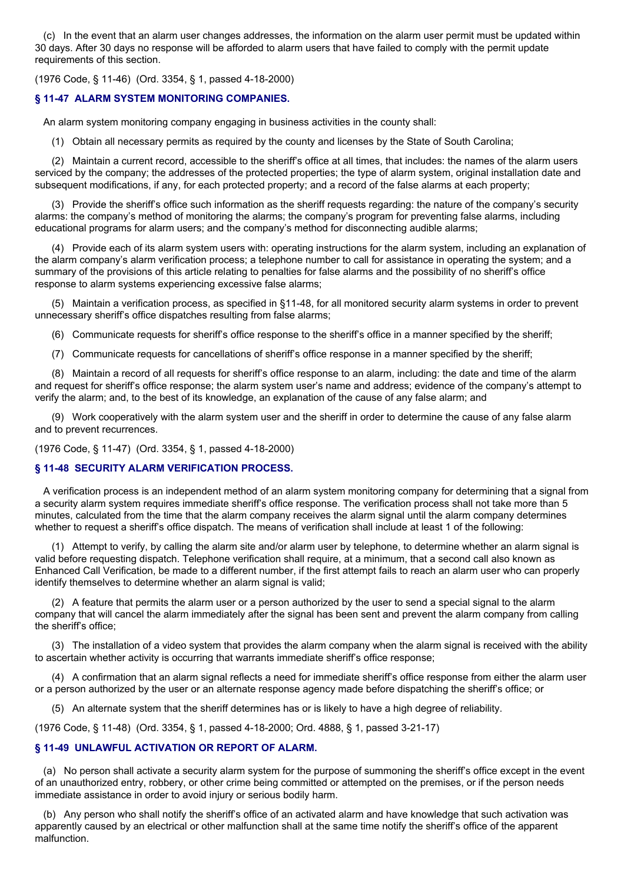(c) In the event that an alarm user changes addresses, the information on the alarm user permit must be updated within 30 days. After 30 days no response will be afforded to alarm users that have failed to comply with the permit update requirements of this section.

(1976 Code, § 11-46) (Ord. 3354, § 1, passed 4-18-2000)

### § 11-47 ALARM SYSTEM MONITORING COMPANIES.

An alarm system monitoring company engaging in business activities in the county shall:

(1) Obtain all necessary permits as required by the county and licenses by the State of South Carolina;

(2) Maintain a current record, accessible to the sheriff's office at all times, that includes: the names of the alarm users serviced by the company; the addresses of the protected properties; the type of alarm system, original installation date and subsequent modifications, if any, for each protected property; and a record of the false alarms at each property;

(3) Provide the sheriff's office such information as the sheriff requests regarding: the nature of the company's security alarms: the company's method of monitoring the alarms; the company's program for preventing false alarms, including educational programs for alarm users; and the company's method for disconnecting audible alarms;

(4) Provide each of its alarm system users with: operating instructions for the alarm system, including an explanation of the alarm company's alarm verification process; a telephone number to call for assistance in operating the system; and a summary of the provisions of this article relating to penalties for false alarms and the possibility of no sheriff's office response to alarm systems experiencing excessive false alarms;

(5) Maintain a verification process, as specified in §11-48, for all monitored security alarm systems in order to prevent unnecessary sheriff's office dispatches resulting from false alarms;

(6) Communicate requests for sheriff's office response to the sheriff's office in a manner specified by the sheriff;

(7) Communicate requests for cancellations of sheriff's office response in a manner specified by the sheriff;

(8) Maintain a record of all requests for sheriff's office response to an alarm, including: the date and time of the alarm and request for sheriff's office response; the alarm system user's name and address; evidence of the company's attempt to verify the alarm; and, to the best of its knowledge, an explanation of the cause of any false alarm; and

(9) Work cooperatively with the alarm system user and the sheriff in order to determine the cause of any false alarm and to prevent recurrences.

(1976 Code, § 11-47) (Ord. 3354, § 1, passed 4-18-2000)

### § 11-48 SECURITY ALARM VERIFICATION PROCESS.

A verification process is an independent method of an alarm system monitoring company for determining that a signal from a security alarm system requires immediate sheriff's office response. The verification process shall not take more than 5 minutes, calculated from the time that the alarm company receives the alarm signal until the alarm company determines whether to request a sheriff's office dispatch. The means of verification shall include at least 1 of the following:

(1) Attempt to verify, by calling the alarm site and/or alarm user by telephone, to determine whether an alarm signal is valid before requesting dispatch. Telephone verification shall require, at a minimum, that a second call also known as Enhanced Call Verification, be made to a different number, if the first attempt fails to reach an alarm user who can properly identify themselves to determine whether an alarm signal is valid;

(2) A feature that permits the alarm user or a person authorized by the user to send a special signal to the alarm company that will cancel the alarm immediately after the signal has been sent and prevent the alarm company from calling the sheriff's office;

(3) The installation of a video system that provides the alarm company when the alarm signal is received with the ability to ascertain whether activity is occurring that warrants immediate sheriff's office response;

(4) A confirmation that an alarm signal reflects a need for immediate sheriff's office response from either the alarm user or a person authorized by the user or an alternate response agency made before dispatching the sheriff's office; or

(5) An alternate system that the sheriff determines has or is likely to have a high degree of reliability.

(1976 Code, § 11-48) (Ord. 3354, § 1, passed 4-18-2000; Ord. 4888, § 1, passed 3-21-17)

### § 11-49 UNLAWFUL ACTIVATION OR REPORT OF ALARM.

(a) No person shall activate a security alarm system for the purpose of summoning the sheriff's office except in the event of an unauthorized entry, robbery, or other crime being committed or attempted on the premises, or if the person needs immediate assistance in order to avoid injury or serious bodily harm.

(b) Any person who shall notify the sheriff's office of an activated alarm and have knowledge that such activation was apparently caused by an electrical or other malfunction shall at the same time notify the sheriff's office of the apparent malfunction.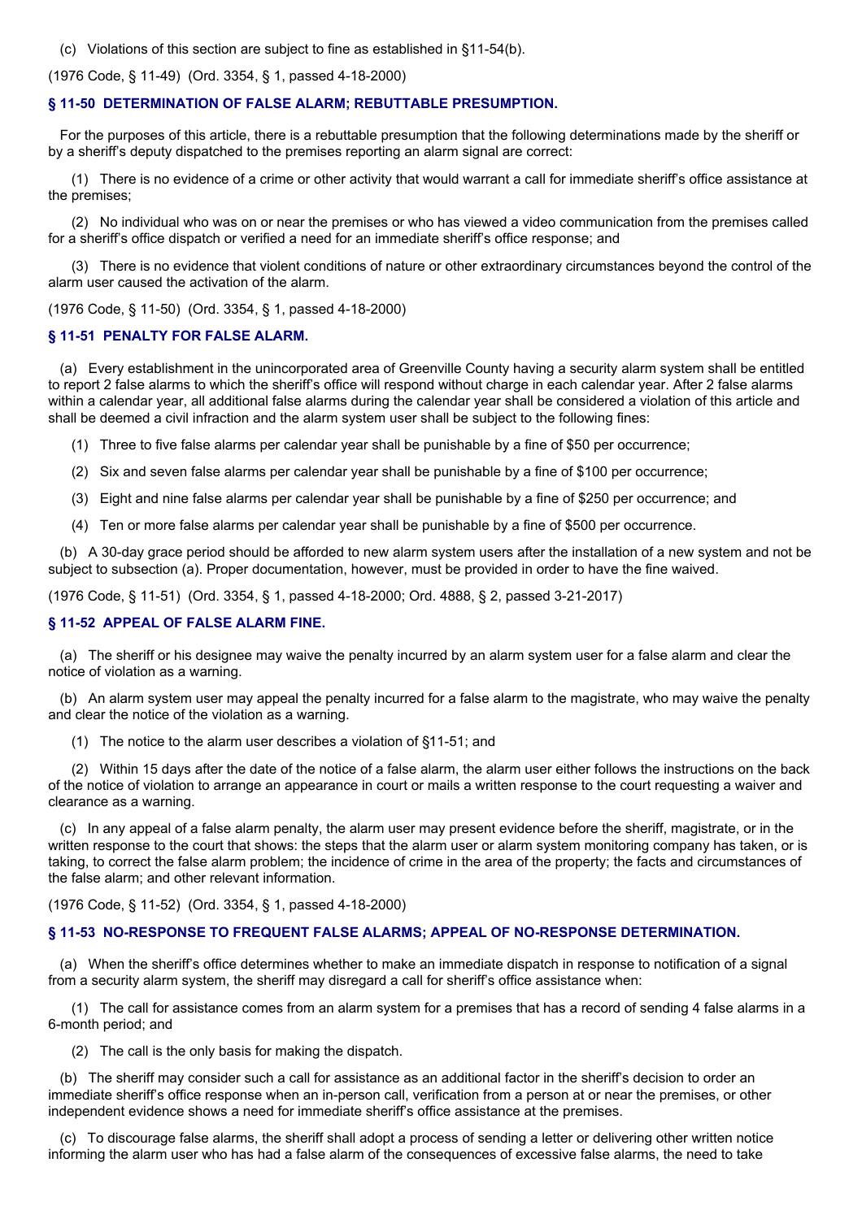(c) Violations of this section are subject to fine as established in §11-54(b).

(1976 Code, § 11-49) (Ord. 3354, § 1, passed 4-18-2000)

### § 11-50 DETERMINATION OF FALSE ALARM; REBUTTABLE PRESUMPTION.

For the purposes of this article, there is a rebuttable presumption that the following determinations made by the sheriff or by a sheriff's deputy dispatched to the premises reporting an alarm signal are correct:

(1) There is no evidence of a crime or other activity that would warrant a call for immediate sheriff's office assistance at the premises;

(2) No individual who was on or near the premises or who has viewed a video communication from the premises called for a sheriff's office dispatch or verified a need for an immediate sheriff's office response; and

(3) There is no evidence that violent conditions of nature or other extraordinary circumstances beyond the control of the alarm user caused the activation of the alarm.

(1976 Code, § 11-50) (Ord. 3354, § 1, passed 4-18-2000)

### § 11-51 PENALTY FOR FALSE ALARM.

(a) Every establishment in the unincorporated area of Greenville County having a security alarm system shall be entitled to report 2 false alarms to which the sheriff's office will respond without charge in each calendar year. After 2 false alarms within a calendar year, all additional false alarms during the calendar year shall be considered a violation of this article and shall be deemed a civil infraction and the alarm system user shall be subject to the following fines:

(1) Three to five false alarms per calendar year shall be punishable by a fine of $50 per occurrence;

(2) Six and seven false alarms per calendar year shall be punishable by a fine of $100 per occurrence;

(3) Eight and nine false alarms per calendar year shall be punishable by a fine of $250 per occurrence; and

(4) Ten or more false alarms per calendar year shall be punishable by a fine of $500 per occurrence.

(b) A 30-day grace period should be afforded to new alarm system users after the installation of a new system and not be subject to subsection (a). Proper documentation, however, must be provided in order to have the fine waived.

(1976 Code, § 11-51) (Ord. 3354, § 1, passed 4-18-2000; Ord. 4888, § 2, passed 3-21-2017)

### § 11-52 APPEAL OF FALSE ALARM FINE.

(a) The sheriff or his designee may waive the penalty incurred by an alarm system user for a false alarm and clear the notice of violation as a warning.

(b) An alarm system user may appeal the penalty incurred for a false alarm to the magistrate, who may waive the penalty and clear the notice of the violation as a warning.

(1) The notice to the alarm user describes a violation of §11-51; and

(2) Within 15 days after the date of the notice of a false alarm, the alarm user either follows the instructions on the back of the notice of violation to arrange an appearance in court or mails a written response to the court requesting a waiver and clearance as a warning.

(c) In any appeal of a false alarm penalty, the alarm user may present evidence before the sheriff, magistrate, or in the written response to the court that shows: the steps that the alarm user or alarm system monitoring company has taken, or is taking, to correct the false alarm problem; the incidence of crime in the area of the property; the facts and circumstances of the false alarm; and other relevant information.

(1976 Code, § 11-52) (Ord. 3354, § 1, passed 4-18-2000)

### § 11-53 NO-RESPONSE TO FREQUENT FALSE ALARMS; APPEAL OF NO-RESPONSE DETERMINATION.

(a) When the sheriff's office determines whether to make an immediate dispatch in response to notification of a signal from a security alarm system, the sheriff may disregard a call for sheriff's office assistance when:

(1) The call for assistance comes from an alarm system for a premises that has a record of sending 4 false alarms in a 6-month period; and

(2) The call is the only basis for making the dispatch.

(b) The sheriff may consider such a call for assistance as an additional factor in the sheriff's decision to order an immediate sheriff's office response when an in-person call, verification from a person at or near the premises, or other independent evidence shows a need for immediate sheriff's office assistance at the premises.

(c) To discourage false alarms, the sheriff shall adopt a process of sending a letter or delivering other written notice informing the alarm user who has had a false alarm of the consequences of excessive false alarms, the need to take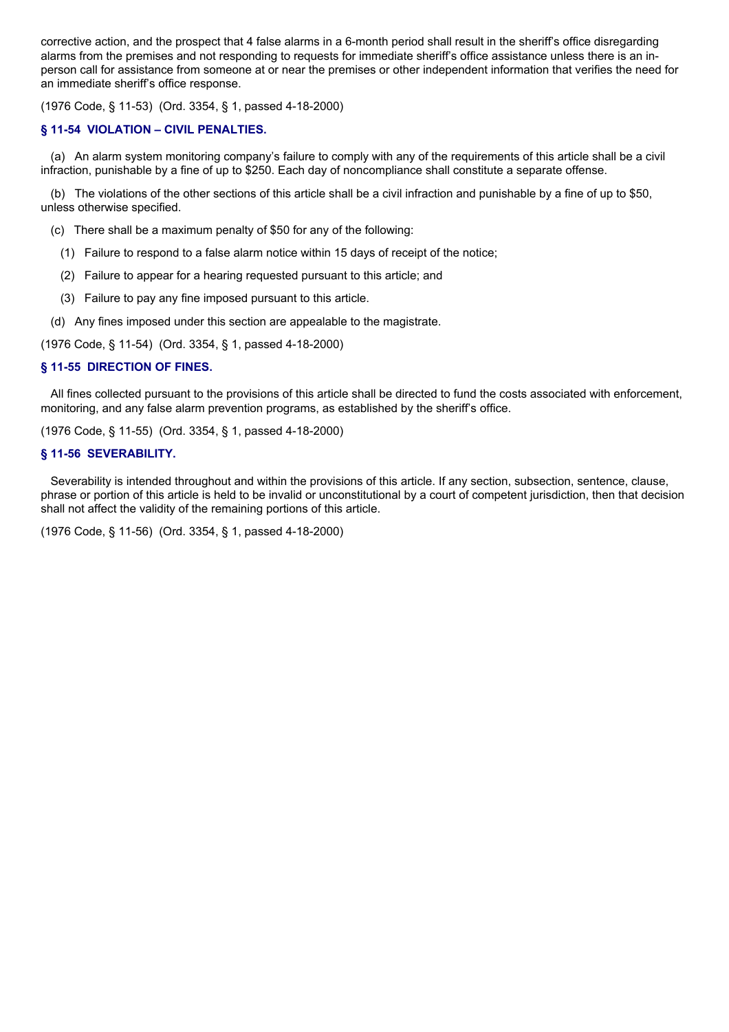corrective action, and the prospect that 4 false alarms in a 6-month period shall result in the sheriff's office disregarding alarms from the premises and not responding to requests for immediate sheriff's office assistance unless there is an in-person call for assistance from someone at or near the premises or other independent information that verifies the need for an immediate sheriff's office response.

(1976 Code, § 11-53) (Ord. 3354, § 1, passed 4-18-2000)

### § 11-54 VIOLATION – CIVIL PENALTIES.

(a) An alarm system monitoring company's failure to comply with any of the requirements of this article shall be a civil infraction, punishable by a fine of up to $250. Each day of noncompliance shall constitute a separate offense.

(b) The violations of the other sections of this article shall be a civil infraction and punishable by a fine of up to $50, unless otherwise specified.

(c) There shall be a maximum penalty of $50 for any of the following:

(1) Failure to respond to a false alarm notice within 15 days of receipt of the notice;

(2) Failure to appear for a hearing requested pursuant to this article; and

(3) Failure to pay any fine imposed pursuant to this article.

(d) Any fines imposed under this section are appealable to the magistrate.

(1976 Code, § 11-54) (Ord. 3354, § 1, passed 4-18-2000)

### § 11-55 DIRECTION OF FINES.

All fines collected pursuant to the provisions of this article shall be directed to fund the costs associated with enforcement, monitoring, and any false alarm prevention programs, as established by the sheriff's office.

(1976 Code, § 11-55) (Ord. 3354, § 1, passed 4-18-2000)

### § 11-56 SEVERABILITY.

Severability is intended throughout and within the provisions of this article. If any section, subsection, sentence, clause, phrase or portion of this article is held to be invalid or unconstitutional by a court of competent jurisdiction, then that decision shall not affect the validity of the remaining portions of this article.

(1976 Code, § 11-56) (Ord. 3354, § 1, passed 4-18-2000)